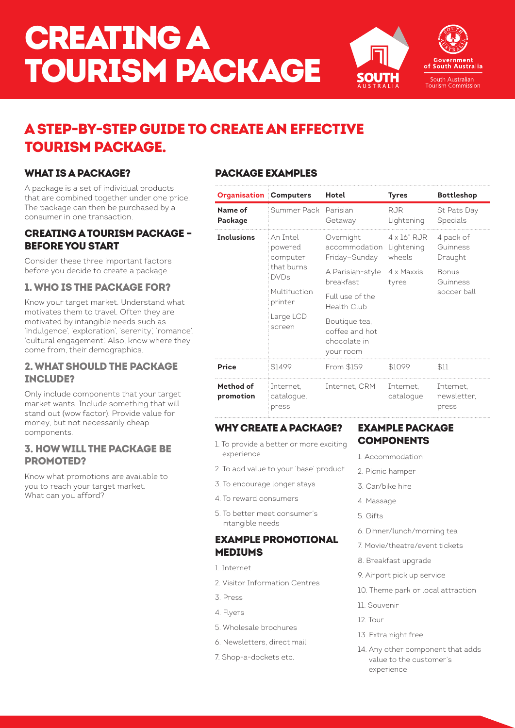# CREATING A TOURISM PACKAGE

Government of South Australia

South Australian Tourism Commission

## A STEP-BY-STEP GUIDE TO CREATE AN EFFECTIVE TOURISM PACKAGE.

### WHAT IS A PACKAGE?

A package is a set of individual products that are combined together under one price. The package can then be purchased by a consumer in one transaction.

### CREATING A TOURISM PACKAGE – BEFORE YOU START

Consider these three important factors before you decide to create a package.

### 1. WHO IS THE PACKAGE FOR?

Know your target market. Understand what motivates them to travel. Often they are motivated by intangible needs such as 'indulgence', 'exploration', 'serenity', 'romance', 'cultural engagement'. Also, know where they come from, their demographics.

### 2. WHAT SHOULD THE PACKAGE INCLUDE?

Only include components that your target market wants. Include something that will stand out (wow factor). Provide value for money, but not necessarily cheap components.

### 3. HOW WILL THE PACKAGE BE PROMOTED?

Know what promotions are available to you to reach your target market. What can you afford?

### PACKAGE EXAMPLES

| Organisation | Computers | Hotel | Tyres | Bottleshop |
|---|---|---|---|---|
| **Name of Package** | Summer Pack | Parisian Getaway | RJR Lightening | St Pats Day Specials |
| **Inclusions** | An Intel powered computer that burns DVDs<br>Multifuction printer<br>Large LCD screen | Overnight accommodation Friday–Sunday<br>A Parisian-style breakfast<br>Full use of the Health Club<br>Boutique tea, coffee and hot chocolate in your room | 4 x 16" RJR Lightening wheels<br>4 x Maxxis tyres | 4 pack of Guinness Draught<br>Bonus Guinness soccer ball |
| **Price** | $1499 | From $159 | $1099 | $11 |
| **Method of promotion** | Internet, catalogue, press | Internet, CRM | Internet, catalogue | Internet, newsletter, press |

### WHY CREATE A PACKAGE?

1. To provide a better or more exciting experience
2. To add value to your 'base' product
3. To encourage longer stays
4. To reward consumers
5. To better meet consumer's intangible needs

### EXAMPLE PROMOTIONAL MEDIUMS

1. Internet
2. Visitor Information Centres
3. Press
4. Flyers
5. Wholesale brochures
6. Newsletters, direct mail
7. Shop-a-dockets etc.

### EXAMPLE PACKAGE COMPONENTS

1. Accommodation
2. Picnic hamper
3. Car/bike hire
4. Massage
5. Gifts
6. Dinner/lunch/morning tea
7. Movie/theatre/event tickets
8. Breakfast upgrade
9. Airport pick up service
10. Theme park or local attraction
11. Souvenir
12. Tour
13. Extra night free
14. Any other component that adds value to the customer's experience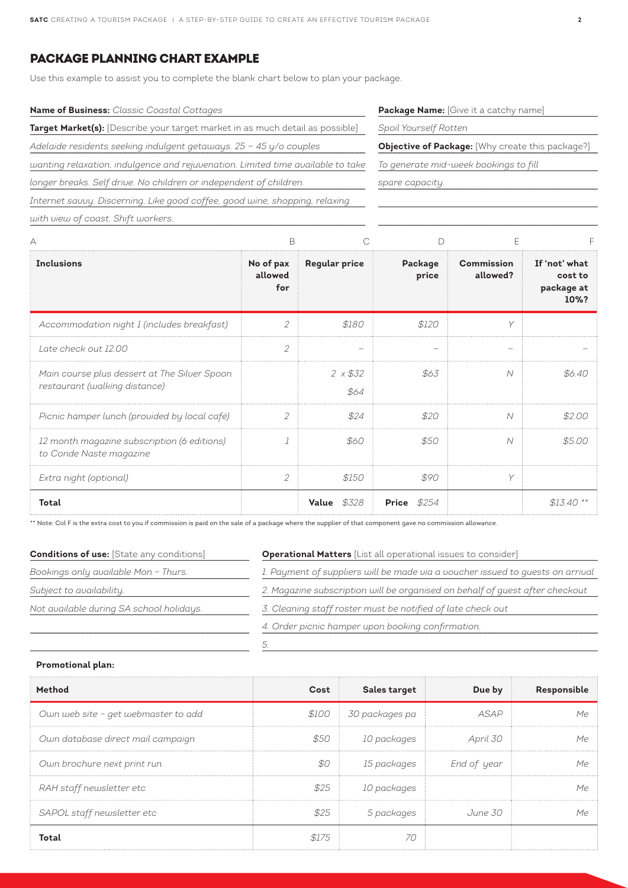## PACKAGE PLANNING CHART EXAMPLE

Use this example to assist you to complete the blank chart below to plan your package.

**Name of Business:** *Classic Coastal Cottages*

**Target Market(s):** [Describe your target market in as much detail as possible]

*Adelaide residents seeking indulgent getaways. 25 – 45 y/o couples wanting relaxation, indulgence and rejuvenation. Limited time available to take longer breaks. Self drive. No children or independent of children. Internet savvy. Discerning. Like good coffee, good wine, shopping, relaxing with view of coast. Shift workers.*

**Package Name:** [Give it a catchy name]

*Spoil Yourself Rotten*

**Objective of Package:** [Why create this package?]

*To generate mid-week bookings to fill spare capacity.*

| A | B | C | D | E | F |
|---|---|---|---|---|---|
| **Inclusions** | **No of pax allowed for** | **Regular price** | **Package price** | **Commission allowed?** | **If 'not' what cost to package at 10%?** |
| *Accommodation night 1 (includes breakfast)* | *2* | *$180* | *$120* | *Y* | |
| *Late check out 12.00* | *2* | – | – | – | – |
| *Main course plus dessert at The Silver Spoon restaurant (walking distance)* | | *2 x $32* *$64* | *$63* | *N* | *$6.40* |
| *Picnic hamper lunch (provided by local café)* | *2* | *$24* | *$20* | *N* | *$2.00* |
| *12 month magazine subscription (6 editions) to Conde Naste magazine* | *1* | *$60* | *$50* | *N* | *$5.00* |
| *Extra night (optional)* | *2* | *$150* | *$90* | *Y* | |
| **Total** | | **Value** *$328* | **Price** *$254* | | *$13.40 \*\** |

\*\* Note: Col F is the extra cost to you if commission is paid on the sale of a package where the supplier of that component gave no commission allowance.

**Conditions of use:** [State any conditions]

*Bookings only available Mon – Thurs.*

*Subject to availability.*

*Not available during SA school holidays.*

**Operational Matters** [List all operational issues to consider]

*1. Payment of suppliers will be made via a voucher issued to guests on arrival*

*2. Magazine subscription will be organised on behalf of guest after checkout*

*3. Cleaning staff roster must be notified of late check out*

*4. Order picnic hamper upon booking confirmation.*

*5.*

**Promotional plan:**

| Method | Cost | Sales target | Due by | Responsible |
|---|---|---|---|---|
| *Own web site – get webmaster to add* | *$100* | *30 packages pa* | *ASAP* | *Me* |
| *Own database direct mail campaign* | *$50* | *10 packages* | *April 30* | *Me* |
| *Own brochure next print run* | *$0* | *15 packages* | *End of year* | *Me* |
| *RAH staff newsletter etc* | *$25* | *10 packages* | | *Me* |
| *SAPOL staff newsletter etc* | *$25* | *5 packages* | *June 30* | *Me* |
| **Total** | *$175* | *70* | | |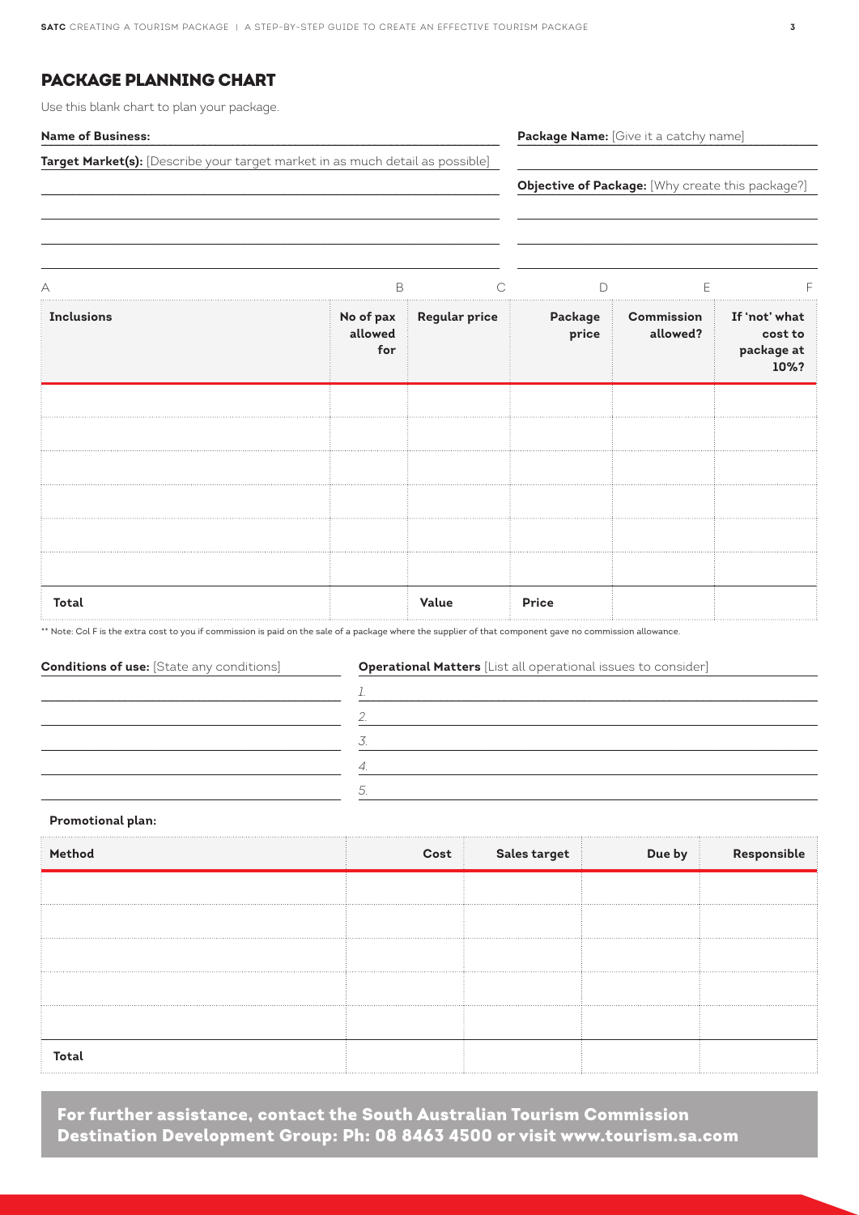## PACKAGE PLANNING CHART

Use this blank chart to plan your package.

**Name of Business:**

**Package Name:** [Give it a catchy name]

**Target Market(s):** [Describe your target market in as much detail as possible]

**Objective of Package:** [Why create this package?]

| A | B | C | D | E | F |
|---|---|---|---|---|---|
| **Inclusions** | **No of pax allowed for** | **Regular price** | **Package price** | **Commission allowed?** | **If 'not' what cost to package at 10%?** |
| | | | | | |
| | | | | | |
| | | | | | |
| | | | | | |
| | | | | | |
| | | | | | |
| **Total** | | **Value** | **Price** | | |

** Note: Col F is the extra cost to you if commission is paid on the sale of a package where the supplier of that component gave no commission allowance.

**Conditions of use:** [State any conditions]

**Operational Matters** [List all operational issues to consider]

1.
2.
3.
4.
5.

**Promotional plan:**

| Method | Cost | Sales target | Due by | Responsible |
|---|---|---|---|---|
| | | | | |
| | | | | |
| | | | | |
| | | | | |
| | | | | |
| **Total** | | | | |

**For further assistance, contact the South Australian Tourism Commission Destination Development Group: Ph: 08 8463 4500 or visit www.tourism.sa.com**